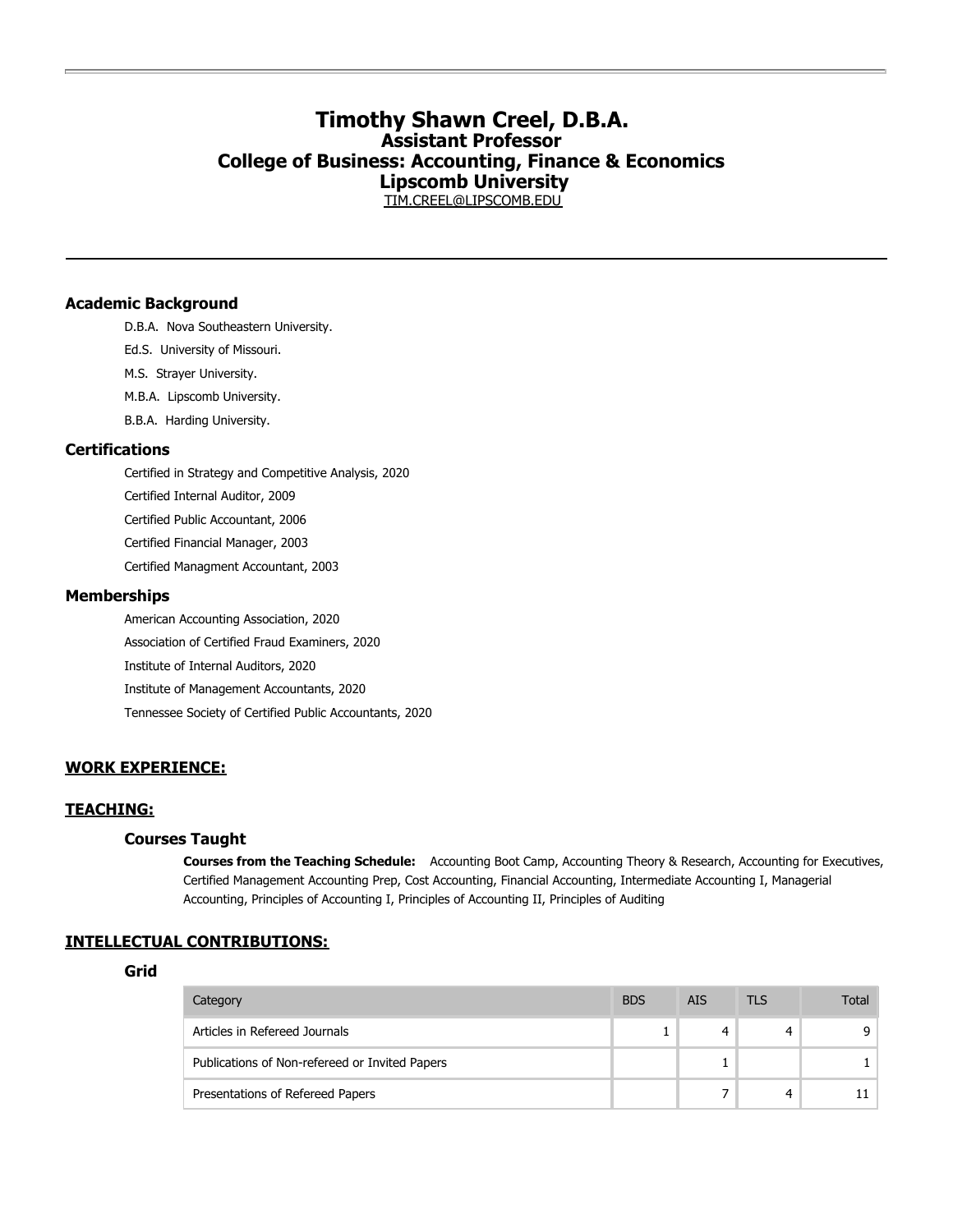# Timothy Shawn Creel, D.B.A.

## Assistant Professor
## College of Business: Accounting, Finance & Economics
## Lipscomb University

TIM.CREEL@LIPSCOMB.EDU

---

### Academic Background

D.B.A. Nova Southeastern University.

Ed.S. University of Missouri.

M.S. Strayer University.

M.B.A. Lipscomb University.

B.B.A. Harding University.

### Certifications

Certified in Strategy and Competitive Analysis, 2020

Certified Internal Auditor, 2009

Certified Public Accountant, 2006

Certified Financial Manager, 2003

Certified Managment Accountant, 2003

### Memberships

American Accounting Association, 2020

Association of Certified Fraud Examiners, 2020

Institute of Internal Auditors, 2020

Institute of Management Accountants, 2020

Tennessee Society of Certified Public Accountants, 2020

### WORK EXPERIENCE:

### TEACHING:

#### Courses Taught

**Courses from the Teaching Schedule:** Accounting Boot Camp, Accounting Theory & Research, Accounting for Executives, Certified Management Accounting Prep, Cost Accounting, Financial Accounting, Intermediate Accounting I, Managerial Accounting, Principles of Accounting I, Principles of Accounting II, Principles of Auditing

### INTELLECTUAL CONTRIBUTIONS:

#### Grid

| Category | BDS | AIS | TLS | Total |
|---|---|---|---|---|
| Articles in Refereed Journals | 1 | 4 | 4 | 9 |
| Publications of Non-refereed or Invited Papers | | 1 | | 1 |
| Presentations of Refereed Papers | | 7 | 4 | 11 |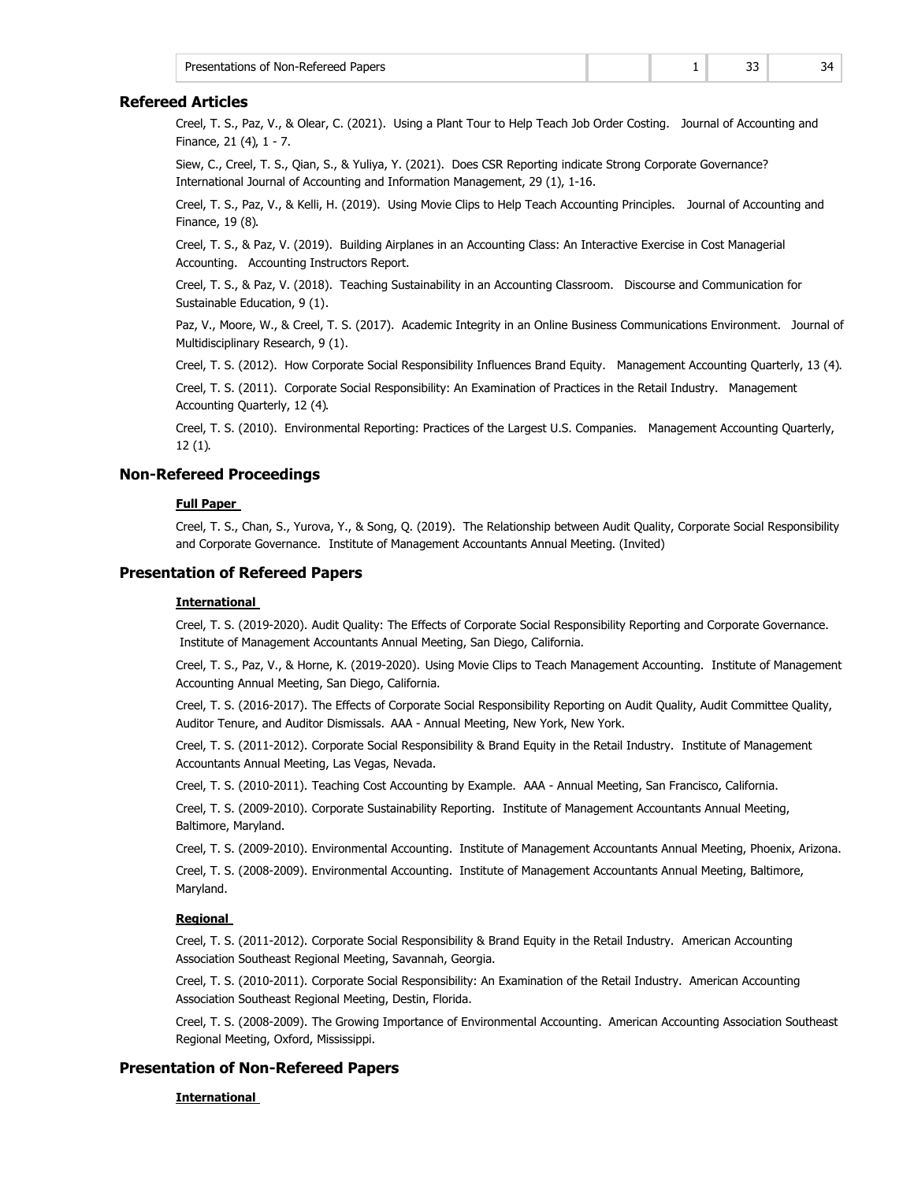| Presentations of Non-Refereed Papers | | | 1 | 33 | 34 |
|---|---|---|---|---|---|

## Refereed Articles

Creel, T. S., Paz, V., & Olear, C. (2021). Using a Plant Tour to Help Teach Job Order Costing. Journal of Accounting and Finance, 21 (4), 1 - 7.

Siew, C., Creel, T. S., Qian, S., & Yuliya, Y. (2021). Does CSR Reporting indicate Strong Corporate Governance? International Journal of Accounting and Information Management, 29 (1), 1-16.

Creel, T. S., Paz, V., & Kelli, H. (2019). Using Movie Clips to Help Teach Accounting Principles. Journal of Accounting and Finance, 19 (8).

Creel, T. S., & Paz, V. (2019). Building Airplanes in an Accounting Class: An Interactive Exercise in Cost Managerial Accounting. Accounting Instructors Report.

Creel, T. S., & Paz, V. (2018). Teaching Sustainability in an Accounting Classroom. Discourse and Communication for Sustainable Education, 9 (1).

Paz, V., Moore, W., & Creel, T. S. (2017). Academic Integrity in an Online Business Communications Environment. Journal of Multidisciplinary Research, 9 (1).

Creel, T. S. (2012). How Corporate Social Responsibility Influences Brand Equity. Management Accounting Quarterly, 13 (4).

Creel, T. S. (2011). Corporate Social Responsibility: An Examination of Practices in the Retail Industry. Management Accounting Quarterly, 12 (4).

Creel, T. S. (2010). Environmental Reporting: Practices of the Largest U.S. Companies. Management Accounting Quarterly, 12 (1).

## Non-Refereed Proceedings

**Full Paper**

Creel, T. S., Chan, S., Yurova, Y., & Song, Q. (2019). The Relationship between Audit Quality, Corporate Social Responsibility and Corporate Governance. Institute of Management Accountants Annual Meeting. (Invited)

## Presentation of Refereed Papers

**International**

Creel, T. S. (2019-2020). Audit Quality: The Effects of Corporate Social Responsibility Reporting and Corporate Governance. Institute of Management Accountants Annual Meeting, San Diego, California.

Creel, T. S., Paz, V., & Horne, K. (2019-2020). Using Movie Clips to Teach Management Accounting. Institute of Management Accounting Annual Meeting, San Diego, California.

Creel, T. S. (2016-2017). The Effects of Corporate Social Responsibility Reporting on Audit Quality, Audit Committee Quality, Auditor Tenure, and Auditor Dismissals. AAA - Annual Meeting, New York, New York.

Creel, T. S. (2011-2012). Corporate Social Responsibility & Brand Equity in the Retail Industry. Institute of Management Accountants Annual Meeting, Las Vegas, Nevada.

Creel, T. S. (2010-2011). Teaching Cost Accounting by Example. AAA - Annual Meeting, San Francisco, California.

Creel, T. S. (2009-2010). Corporate Sustainability Reporting. Institute of Management Accountants Annual Meeting, Baltimore, Maryland.

Creel, T. S. (2009-2010). Environmental Accounting. Institute of Management Accountants Annual Meeting, Phoenix, Arizona.

Creel, T. S. (2008-2009). Environmental Accounting. Institute of Management Accountants Annual Meeting, Baltimore, Maryland.

**Regional**

Creel, T. S. (2011-2012). Corporate Social Responsibility & Brand Equity in the Retail Industry. American Accounting Association Southeast Regional Meeting, Savannah, Georgia.

Creel, T. S. (2010-2011). Corporate Social Responsibility: An Examination of the Retail Industry. American Accounting Association Southeast Regional Meeting, Destin, Florida.

Creel, T. S. (2008-2009). The Growing Importance of Environmental Accounting. American Accounting Association Southeast Regional Meeting, Oxford, Mississippi.

## Presentation of Non-Refereed Papers

**International**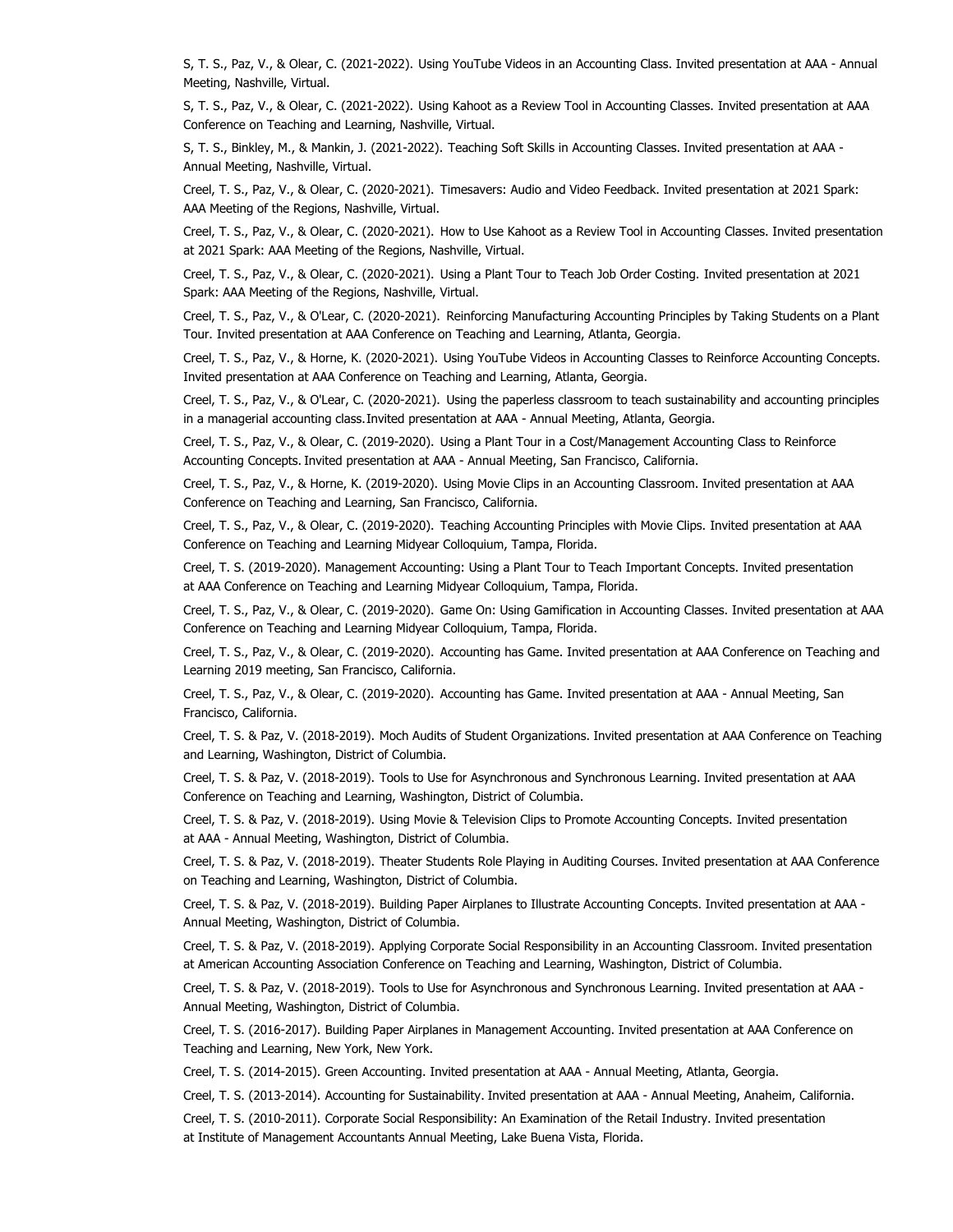S, T. S., Paz, V., & Olear, C. (2021-2022). Using YouTube Videos in an Accounting Class. Invited presentation at AAA - Annual Meeting, Nashville, Virtual.

S, T. S., Paz, V., & Olear, C. (2021-2022). Using Kahoot as a Review Tool in Accounting Classes. Invited presentation at AAA Conference on Teaching and Learning, Nashville, Virtual.

S, T. S., Binkley, M., & Mankin, J. (2021-2022). Teaching Soft Skills in Accounting Classes. Invited presentation at AAA - Annual Meeting, Nashville, Virtual.

Creel, T. S., Paz, V., & Olear, C. (2020-2021). Timesavers: Audio and Video Feedback. Invited presentation at 2021 Spark: AAA Meeting of the Regions, Nashville, Virtual.

Creel, T. S., Paz, V., & Olear, C. (2020-2021). How to Use Kahoot as a Review Tool in Accounting Classes. Invited presentation at 2021 Spark: AAA Meeting of the Regions, Nashville, Virtual.

Creel, T. S., Paz, V., & Olear, C. (2020-2021). Using a Plant Tour to Teach Job Order Costing. Invited presentation at 2021 Spark: AAA Meeting of the Regions, Nashville, Virtual.

Creel, T. S., Paz, V., & O'Lear, C. (2020-2021). Reinforcing Manufacturing Accounting Principles by Taking Students on a Plant Tour. Invited presentation at AAA Conference on Teaching and Learning, Atlanta, Georgia.

Creel, T. S., Paz, V., & Horne, K. (2020-2021). Using YouTube Videos in Accounting Classes to Reinforce Accounting Concepts. Invited presentation at AAA Conference on Teaching and Learning, Atlanta, Georgia.

Creel, T. S., Paz, V., & O'Lear, C. (2020-2021). Using the paperless classroom to teach sustainability and accounting principles in a managerial accounting class. Invited presentation at AAA - Annual Meeting, Atlanta, Georgia.

Creel, T. S., Paz, V., & Olear, C. (2019-2020). Using a Plant Tour in a Cost/Management Accounting Class to Reinforce Accounting Concepts. Invited presentation at AAA - Annual Meeting, San Francisco, California.

Creel, T. S., Paz, V., & Horne, K. (2019-2020). Using Movie Clips in an Accounting Classroom. Invited presentation at AAA Conference on Teaching and Learning, San Francisco, California.

Creel, T. S., Paz, V., & Olear, C. (2019-2020). Teaching Accounting Principles with Movie Clips. Invited presentation at AAA Conference on Teaching and Learning Midyear Colloquium, Tampa, Florida.

Creel, T. S. (2019-2020). Management Accounting: Using a Plant Tour to Teach Important Concepts. Invited presentation at AAA Conference on Teaching and Learning Midyear Colloquium, Tampa, Florida.

Creel, T. S., Paz, V., & Olear, C. (2019-2020). Game On: Using Gamification in Accounting Classes. Invited presentation at AAA Conference on Teaching and Learning Midyear Colloquium, Tampa, Florida.

Creel, T. S., Paz, V., & Olear, C. (2019-2020). Accounting has Game. Invited presentation at AAA Conference on Teaching and Learning 2019 meeting, San Francisco, California.

Creel, T. S., Paz, V., & Olear, C. (2019-2020). Accounting has Game. Invited presentation at AAA - Annual Meeting, San Francisco, California.

Creel, T. S. & Paz, V. (2018-2019). Moch Audits of Student Organizations. Invited presentation at AAA Conference on Teaching and Learning, Washington, District of Columbia.

Creel, T. S. & Paz, V. (2018-2019). Tools to Use for Asynchronous and Synchronous Learning. Invited presentation at AAA Conference on Teaching and Learning, Washington, District of Columbia.

Creel, T. S. & Paz, V. (2018-2019). Using Movie & Television Clips to Promote Accounting Concepts. Invited presentation at AAA - Annual Meeting, Washington, District of Columbia.

Creel, T. S. & Paz, V. (2018-2019). Theater Students Role Playing in Auditing Courses. Invited presentation at AAA Conference on Teaching and Learning, Washington, District of Columbia.

Creel, T. S. & Paz, V. (2018-2019). Building Paper Airplanes to Illustrate Accounting Concepts. Invited presentation at AAA - Annual Meeting, Washington, District of Columbia.

Creel, T. S. & Paz, V. (2018-2019). Applying Corporate Social Responsibility in an Accounting Classroom. Invited presentation at American Accounting Association Conference on Teaching and Learning, Washington, District of Columbia.

Creel, T. S. & Paz, V. (2018-2019). Tools to Use for Asynchronous and Synchronous Learning. Invited presentation at AAA - Annual Meeting, Washington, District of Columbia.

Creel, T. S. (2016-2017). Building Paper Airplanes in Management Accounting. Invited presentation at AAA Conference on Teaching and Learning, New York, New York.

Creel, T. S. (2014-2015). Green Accounting. Invited presentation at AAA - Annual Meeting, Atlanta, Georgia.

Creel, T. S. (2013-2014). Accounting for Sustainability. Invited presentation at AAA - Annual Meeting, Anaheim, California.

Creel, T. S. (2010-2011). Corporate Social Responsibility: An Examination of the Retail Industry. Invited presentation at Institute of Management Accountants Annual Meeting, Lake Buena Vista, Florida.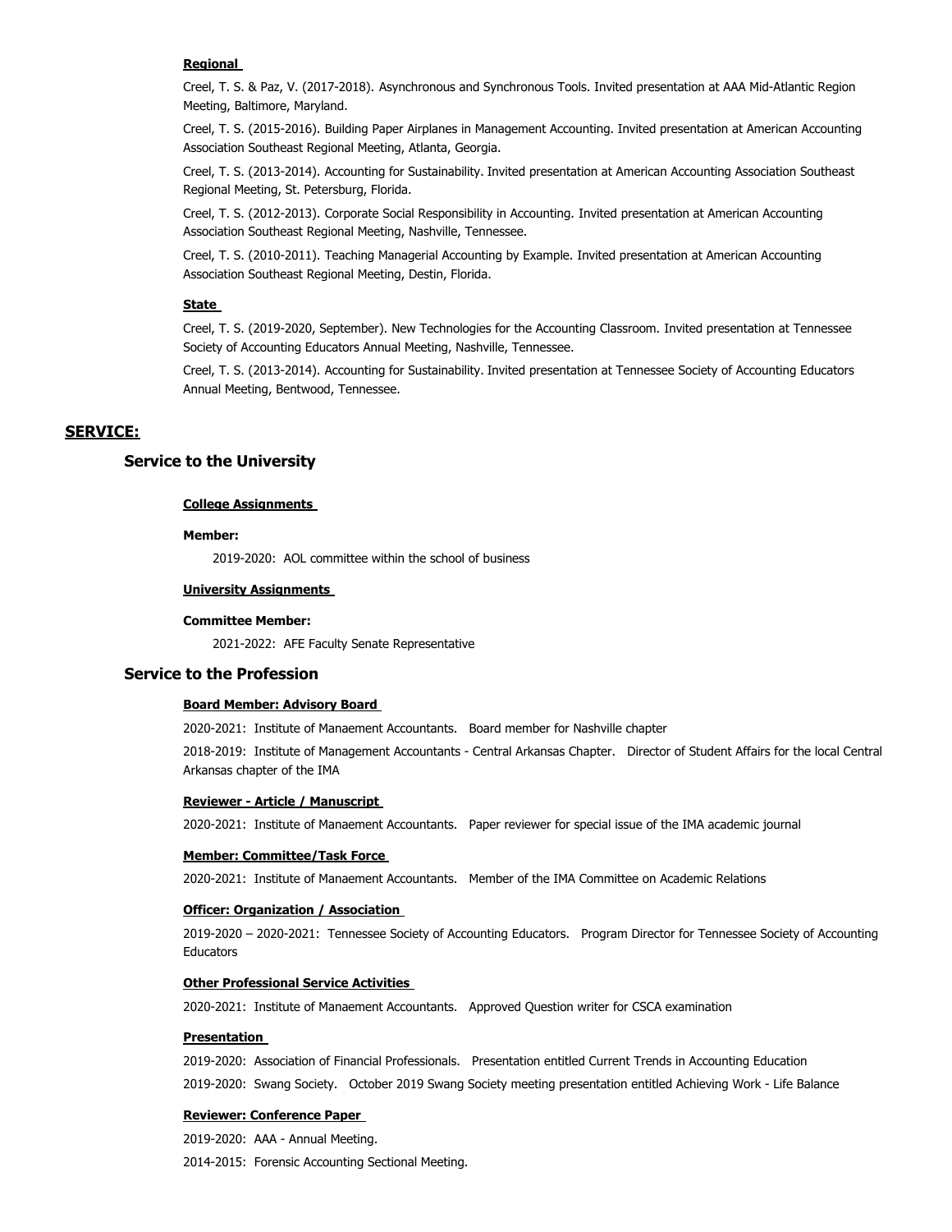#### Regional

Creel, T. S. & Paz, V. (2017-2018). Asynchronous and Synchronous Tools. Invited presentation at AAA Mid-Atlantic Region Meeting, Baltimore, Maryland.

Creel, T. S. (2015-2016). Building Paper Airplanes in Management Accounting. Invited presentation at American Accounting Association Southeast Regional Meeting, Atlanta, Georgia.

Creel, T. S. (2013-2014). Accounting for Sustainability. Invited presentation at American Accounting Association Southeast Regional Meeting, St. Petersburg, Florida.

Creel, T. S. (2012-2013). Corporate Social Responsibility in Accounting. Invited presentation at American Accounting Association Southeast Regional Meeting, Nashville, Tennessee.

Creel, T. S. (2010-2011). Teaching Managerial Accounting by Example. Invited presentation at American Accounting Association Southeast Regional Meeting, Destin, Florida.

#### State

Creel, T. S. (2019-2020, September). New Technologies for the Accounting Classroom. Invited presentation at Tennessee Society of Accounting Educators Annual Meeting, Nashville, Tennessee.

Creel, T. S. (2013-2014). Accounting for Sustainability. Invited presentation at Tennessee Society of Accounting Educators Annual Meeting, Bentwood, Tennessee.

## SERVICE:

### Service to the University

#### College Assignments

**Member:**

2019-2020: AOL committee within the school of business

#### University Assignments

**Committee Member:**

2021-2022: AFE Faculty Senate Representative

### Service to the Profession

#### Board Member: Advisory Board

2020-2021: Institute of Manaement Accountants. Board member for Nashville chapter

2018-2019: Institute of Management Accountants - Central Arkansas Chapter. Director of Student Affairs for the local Central Arkansas chapter of the IMA

#### Reviewer - Article / Manuscript

2020-2021: Institute of Manaement Accountants. Paper reviewer for special issue of the IMA academic journal

#### Member: Committee/Task Force

2020-2021: Institute of Manaement Accountants. Member of the IMA Committee on Academic Relations

#### Officer: Organization / Association

2019-2020 – 2020-2021: Tennessee Society of Accounting Educators. Program Director for Tennessee Society of Accounting Educators

#### Other Professional Service Activities

2020-2021: Institute of Manaement Accountants. Approved Question writer for CSCA examination

#### Presentation

2019-2020: Association of Financial Professionals. Presentation entitled Current Trends in Accounting Education

2019-2020: Swang Society. October 2019 Swang Society meeting presentation entitled Achieving Work - Life Balance

#### Reviewer: Conference Paper

2019-2020: AAA - Annual Meeting.

2014-2015: Forensic Accounting Sectional Meeting.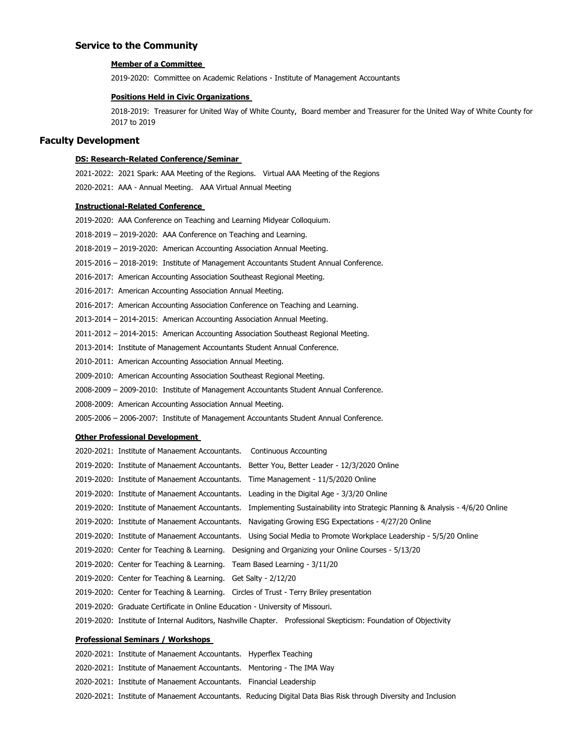## Service to the Community

#### Member of a Committee

2019-2020: Committee on Academic Relations - Institute of Management Accountants

#### Positions Held in Civic Organizations

2018-2019: Treasurer for United Way of White County, Board member and Treasurer for the United Way of White County for 2017 to 2019

## Faculty Development

#### DS: Research-Related Conference/Seminar

2021-2022: 2021 Spark: AAA Meeting of the Regions. Virtual AAA Meeting of the Regions

2020-2021: AAA - Annual Meeting. AAA Virtual Annual Meeting

#### Instructional-Related Conference

2019-2020: AAA Conference on Teaching and Learning Midyear Colloquium.

2018-2019 – 2019-2020: AAA Conference on Teaching and Learning.

2018-2019 – 2019-2020: American Accounting Association Annual Meeting.

2015-2016 – 2018-2019: Institute of Management Accountants Student Annual Conference.

2016-2017: American Accounting Association Southeast Regional Meeting.

2016-2017: American Accounting Association Annual Meeting.

2016-2017: American Accounting Association Conference on Teaching and Learning.

2013-2014 – 2014-2015: American Accounting Association Annual Meeting.

2011-2012 – 2014-2015: American Accounting Association Southeast Regional Meeting.

2013-2014: Institute of Management Accountants Student Annual Conference.

2010-2011: American Accounting Association Annual Meeting.

2009-2010: American Accounting Association Southeast Regional Meeting.

2008-2009 – 2009-2010: Institute of Management Accountants Student Annual Conference.

2008-2009: American Accounting Association Annual Meeting.

2005-2006 – 2006-2007: Institute of Management Accountants Student Annual Conference.

#### Other Professional Development

2020-2021: Institute of Manaement Accountants. Continuous Accounting

2019-2020: Institute of Manaement Accountants. Better You, Better Leader - 12/3/2020 Online

2019-2020: Institute of Manaement Accountants. Time Management - 11/5/2020 Online

2019-2020: Institute of Manaement Accountants. Leading in the Digital Age - 3/3/20 Online

2019-2020: Institute of Manaement Accountants. Implementing Sustainability into Strategic Planning & Analysis - 4/6/20 Online

2019-2020: Institute of Manaement Accountants. Navigating Growing ESG Expectations - 4/27/20 Online

2019-2020: Institute of Manaement Accountants. Using Social Media to Promote Workplace Leadership - 5/5/20 Online

2019-2020: Center for Teaching & Learning. Designing and Organizing your Online Courses - 5/13/20

2019-2020: Center for Teaching & Learning. Team Based Learning - 3/11/20

2019-2020: Center for Teaching & Learning. Get Salty - 2/12/20

2019-2020: Center for Teaching & Learning. Circles of Trust - Terry Briley presentation

2019-2020: Graduate Certificate in Online Education - University of Missouri.

2019-2020: Institute of Internal Auditors, Nashville Chapter. Professional Skepticism: Foundation of Objectivity

#### Professional Seminars / Workshops

2020-2021: Institute of Manaement Accountants. Hyperflex Teaching

2020-2021: Institute of Manaement Accountants. Mentoring - The IMA Way

2020-2021: Institute of Manaement Accountants. Financial Leadership

2020-2021: Institute of Manaement Accountants. Reducing Digital Data Bias Risk through Diversity and Inclusion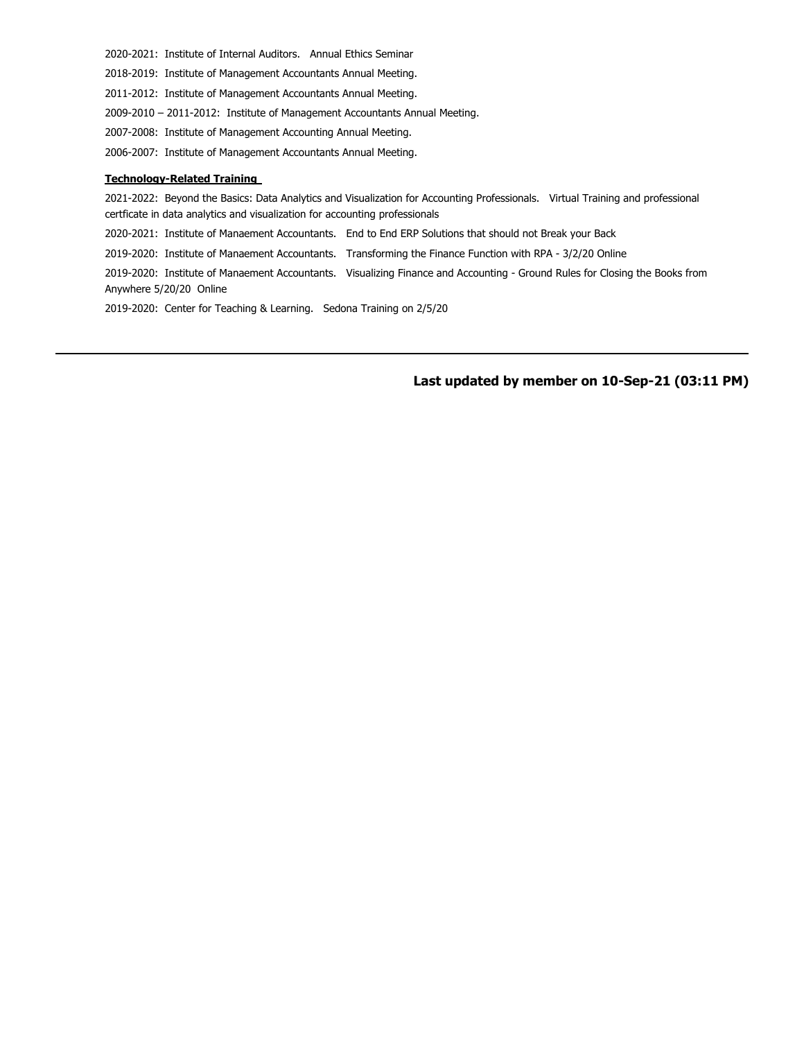2020-2021: Institute of Internal Auditors. Annual Ethics Seminar

2018-2019: Institute of Management Accountants Annual Meeting.

2011-2012: Institute of Management Accountants Annual Meeting.

2009-2010 – 2011-2012: Institute of Management Accountants Annual Meeting.

2007-2008: Institute of Management Accounting Annual Meeting.

2006-2007: Institute of Management Accountants Annual Meeting.

**Technology-Related Training**

2021-2022: Beyond the Basics: Data Analytics and Visualization for Accounting Professionals. Virtual Training and professional certficate in data analytics and visualization for accounting professionals

2020-2021: Institute of Manaement Accountants. End to End ERP Solutions that should not Break your Back

2019-2020: Institute of Manaement Accountants. Transforming the Finance Function with RPA - 3/2/20 Online

2019-2020: Institute of Manaement Accountants. Visualizing Finance and Accounting - Ground Rules for Closing the Books from Anywhere 5/20/20 Online

2019-2020: Center for Teaching & Learning. Sedona Training on 2/5/20

---

**Last updated by member on 10-Sep-21 (03:11 PM)**